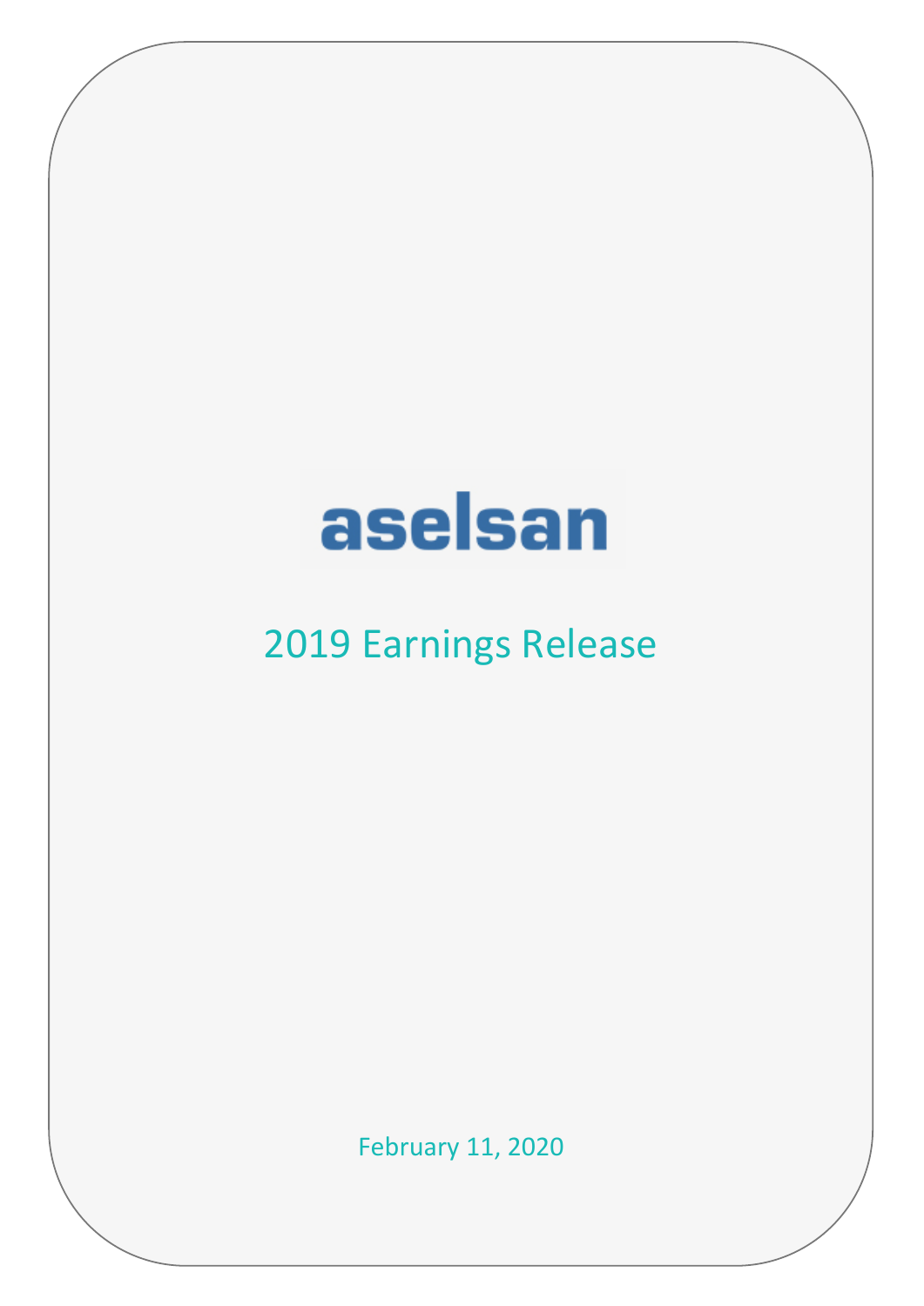aselsan

# 2019 Earnings Release

February 11, 2020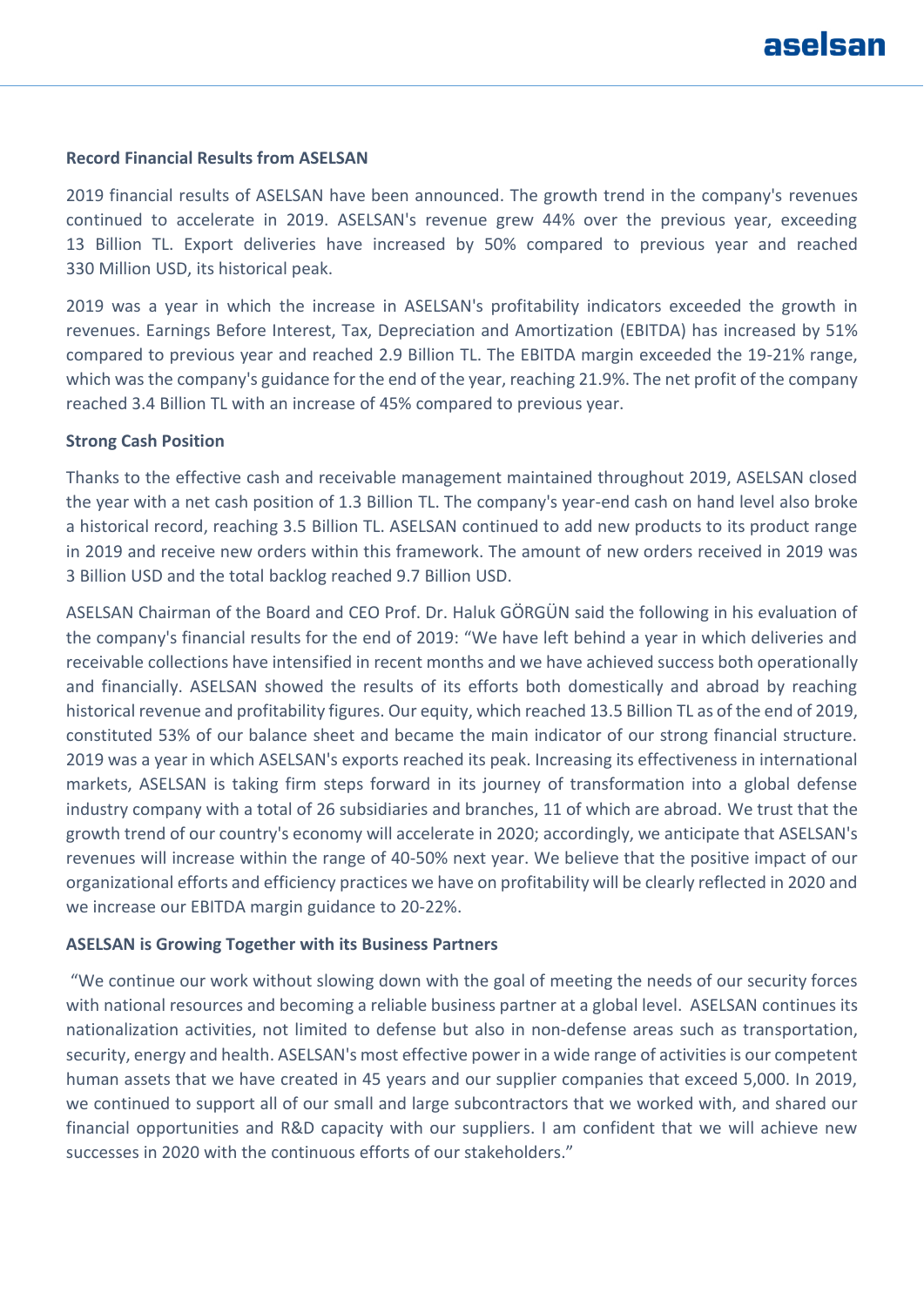**Record Financial Results from ASELSAN**

2019 financial results of ASELSAN have been announced. The growth trend in the company's revenues continued to accelerate in 2019. ASELSAN's revenue grew 44% over the previous year, exceeding 13 Billion TL. Export deliveries have increased by 50% compared to previous year and reached 330 Million USD, its historical peak.

2019 was a year in which the increase in ASELSAN's profitability indicators exceeded the growth in revenues. Earnings Before Interest, Tax, Depreciation and Amortization (EBITDA) has increased by 51% compared to previous year and reached 2.9 Billion TL. The EBITDA margin exceeded the 19-21% range, which was the company's guidance for the end of the year, reaching 21.9%. The net profit of the company reached 3.4 Billion TL with an increase of 45% compared to previous year.

**Strong Cash Position**

Thanks to the effective cash and receivable management maintained throughout 2019, ASELSAN closed the year with a net cash position of 1.3 Billion TL. The company's year-end cash on hand level also broke a historical record, reaching 3.5 Billion TL. ASELSAN continued to add new products to its product range in 2019 and receive new orders within this framework. The amount of new orders received in 2019 was 3 Billion USD and the total backlog reached 9.7 Billion USD.

ASELSAN Chairman of the Board and CEO Prof. Dr. Haluk GÖRGÜN said the following in his evaluation of the company's financial results for the end of 2019: "We have left behind a year in which deliveries and receivable collections have intensified in recent months and we have achieved success both operationally and financially. ASELSAN showed the results of its efforts both domestically and abroad by reaching historical revenue and profitability figures. Our equity, which reached 13.5 Billion TL as of the end of 2019, constituted 53% of our balance sheet and became the main indicator of our strong financial structure. 2019 was a year in which ASELSAN's exports reached its peak. Increasing its effectiveness in international markets, ASELSAN is taking firm steps forward in its journey of transformation into a global defense industry company with a total of 26 subsidiaries and branches, 11 of which are abroad. We trust that the growth trend of our country's economy will accelerate in 2020; accordingly, we anticipate that ASELSAN's revenues will increase within the range of 40-50% next year. We believe that the positive impact of our organizational efforts and efficiency practices we have on profitability will be clearly reflected in 2020 and we increase our EBITDA margin guidance to 20-22%.

**ASELSAN is Growing Together with its Business Partners**

"We continue our work without slowing down with the goal of meeting the needs of our security forces with national resources and becoming a reliable business partner at a global level. ASELSAN continues its nationalization activities, not limited to defense but also in non-defense areas such as transportation, security, energy and health. ASELSAN's most effective power in a wide range of activities is our competent human assets that we have created in 45 years and our supplier companies that exceed 5,000. In 2019, we continued to support all of our small and large subcontractors that we worked with, and shared our financial opportunities and R&D capacity with our suppliers. I am confident that we will achieve new successes in 2020 with the continuous efforts of our stakeholders."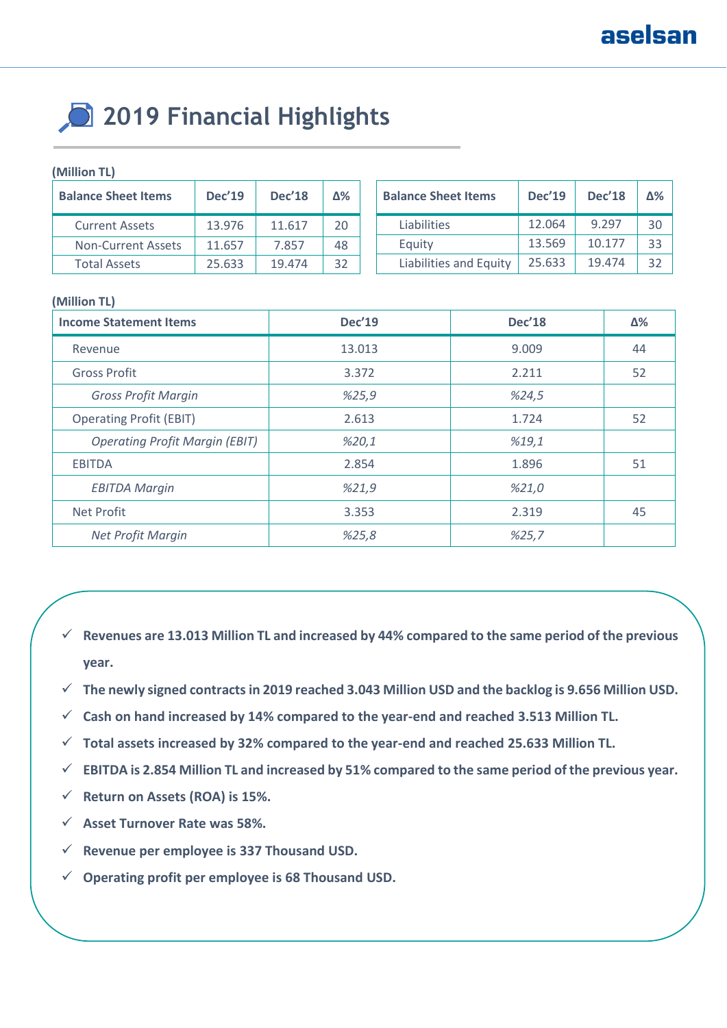# 2019 Financial Highlights

(Million TL)

| Balance Sheet Items | Dec'19 | Dec'18 | Δ% |
|---|---|---|---|
| Current Assets | 13.976 | 11.617 | 20 |
| Non-Current Assets | 11.657 | 7.857 | 48 |
| Total Assets | 25.633 | 19.474 | 32 |

| Balance Sheet Items | Dec'19 | Dec'18 | Δ% |
|---|---|---|---|
| Liabilities | 12.064 | 9.297 | 30 |
| Equity | 13.569 | 10.177 | 33 |
| Liabilities and Equity | 25.633 | 19.474 | 32 |

(Million TL)

| Income Statement Items | Dec'19 | Dec'18 | Δ% |
|---|---|---|---|
| Revenue | 13.013 | 9.009 | 44 |
| Gross Profit | 3.372 | 2.211 | 52 |
| *Gross Profit Margin* | *%25,9* | *%24,5* | |
| Operating Profit (EBIT) | 2.613 | 1.724 | 52 |
| *Operating Profit Margin (EBIT)* | *%20,1* | *%19,1* | |
| EBITDA | 2.854 | 1.896 | 51 |
| *EBITDA Margin* | *%21,9* | *%21,0* | |
| Net Profit | 3.353 | 2.319 | 45 |
| *Net Profit Margin* | *%25,8* | *%25,7* | |

- ✓ **Revenues are 13.013 Million TL and increased by 44% compared to the same period of the previous year.**
- ✓ **The newly signed contracts in 2019 reached 3.043 Million USD and the backlog is 9.656 Million USD.**
- ✓ **Cash on hand increased by 14% compared to the year-end and reached 3.513 Million TL.**
- ✓ **Total assets increased by 32% compared to the year-end and reached 25.633 Million TL.**
- ✓ **EBITDA is 2.854 Million TL and increased by 51% compared to the same period of the previous year.**
- ✓ **Return on Assets (ROA) is 15%.**
- ✓ **Asset Turnover Rate was 58%.**
- ✓ **Revenue per employee is 337 Thousand USD.**
- ✓ **Operating profit per employee is 68 Thousand USD.**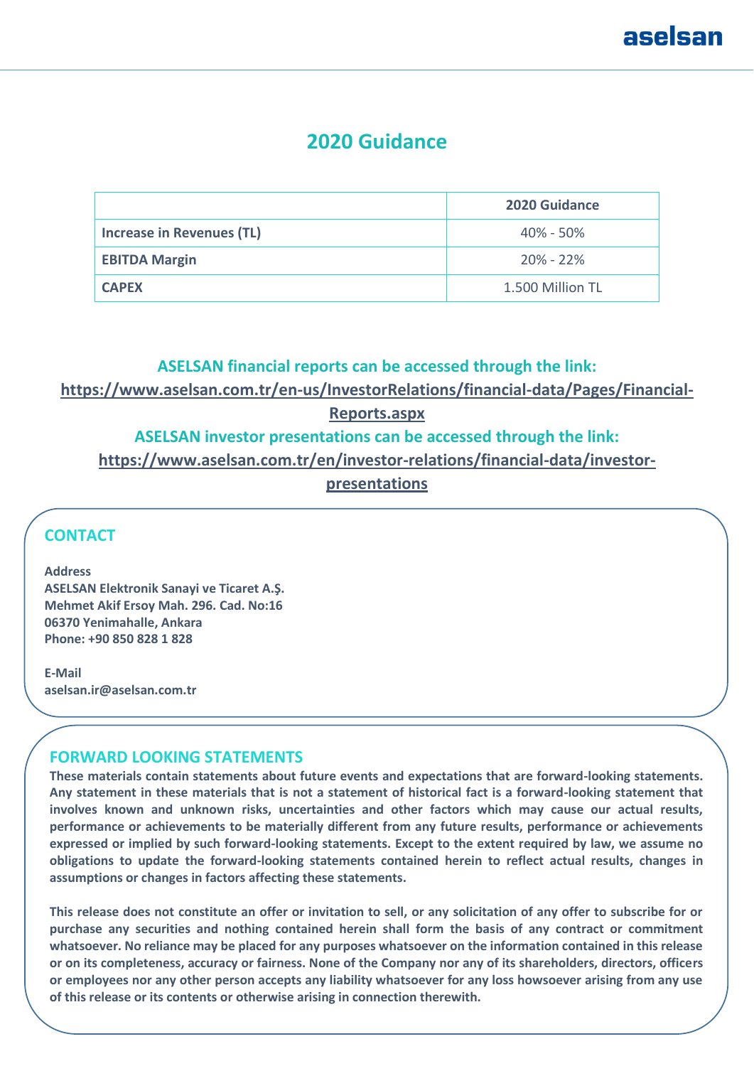## 2020 Guidance

| | 2020 Guidance |
|---|---|
| **Increase in Revenues (TL)** | 40% - 50% |
| **EBITDA Margin** | 20% - 22% |
| **CAPEX** | 1.500 Million TL |

**ASELSAN financial reports can be accessed through the link:**
**https://www.aselsan.com.tr/en-us/InvestorRelations/financial-data/Pages/Financial-Reports.aspx**
**ASELSAN investor presentations can be accessed through the link:**
**https://www.aselsan.com.tr/en/investor-relations/financial-data/investor-presentations**

### CONTACT

**Address**
**ASELSAN Elektronik Sanayi ve Ticaret A.Ş.**
**Mehmet Akif Ersoy Mah. 296. Cad. No:16**
**06370 Yenimahalle, Ankara**
**Phone: +90 850 828 1 828**

**E-Mail**
**aselsan.ir@aselsan.com.tr**

### FORWARD LOOKING STATEMENTS

**These materials contain statements about future events and expectations that are forward-looking statements. Any statement in these materials that is not a statement of historical fact is a forward-looking statement that involves known and unknown risks, uncertainties and other factors which may cause our actual results, performance or achievements to be materially different from any future results, performance or achievements expressed or implied by such forward-looking statements. Except to the extent required by law, we assume no obligations to update the forward-looking statements contained herein to reflect actual results, changes in assumptions or changes in factors affecting these statements.**

**This release does not constitute an offer or invitation to sell, or any solicitation of any offer to subscribe for or purchase any securities and nothing contained herein shall form the basis of any contract or commitment whatsoever. No reliance may be placed for any purposes whatsoever on the information contained in this release or on its completeness, accuracy or fairness. None of the Company nor any of its shareholders, directors, officers or employees nor any other person accepts any liability whatsoever for any loss howsoever arising from any use of this release or its contents or otherwise arising in connection therewith.**